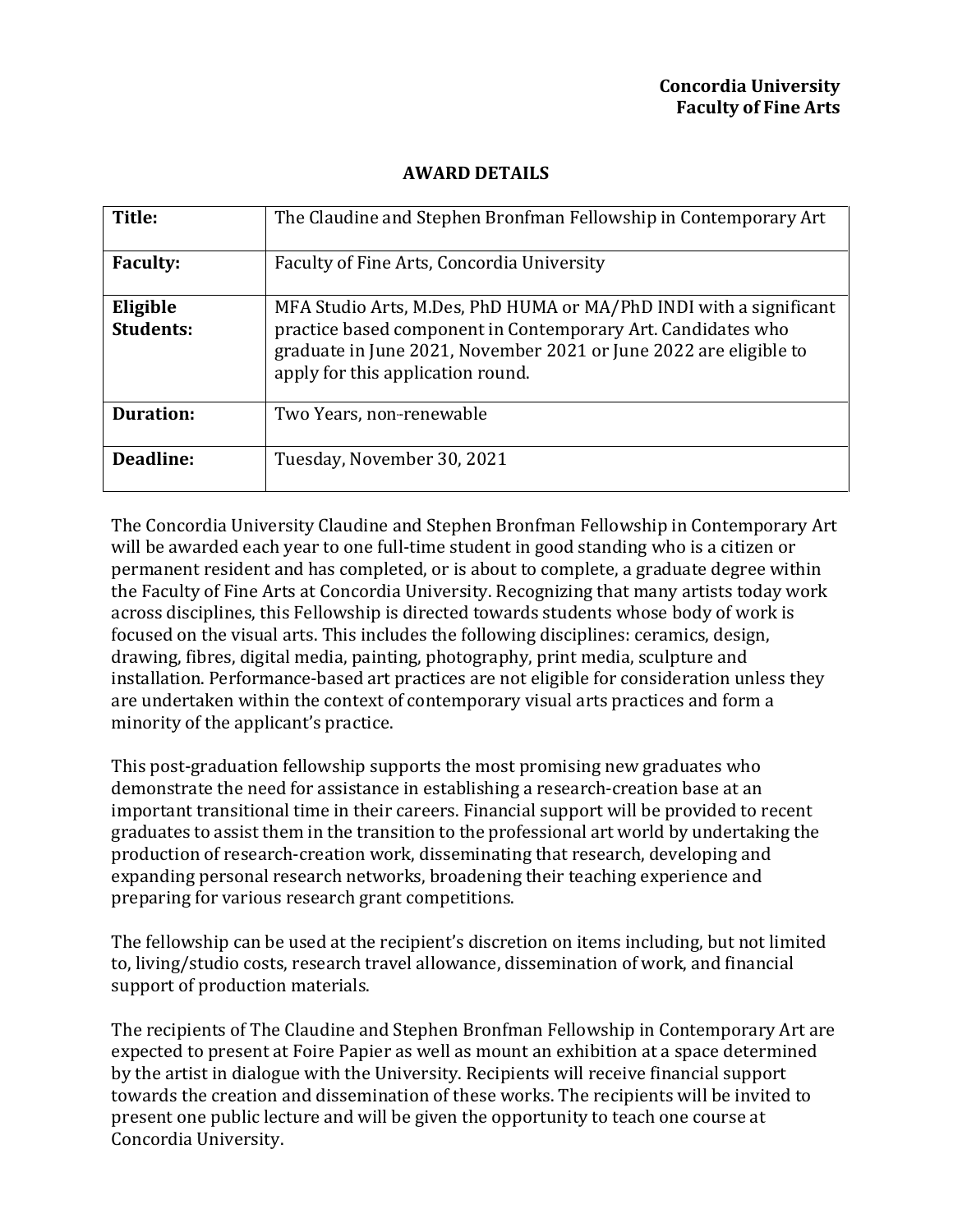**Concordia University**
**Faculty of Fine Arts**

## AWARD DETAILS

| | |
|---|---|
| **Title:** | The Claudine and Stephen Bronfman Fellowship in Contemporary Art |
| **Faculty:** | Faculty of Fine Arts, Concordia University |
| **Eligible Students:** | MFA Studio Arts, M.Des, PhD HUMA or MA/PhD INDI with a significant practice based component in Contemporary Art. Candidates who graduate in June 2021, November 2021 or June 2022 are eligible to apply for this application round. |
| **Duration:** | Two Years, non-renewable |
| **Deadline:** | Tuesday, November 30, 2021 |

The Concordia University Claudine and Stephen Bronfman Fellowship in Contemporary Art will be awarded each year to one full-time student in good standing who is a citizen or permanent resident and has completed, or is about to complete, a graduate degree within the Faculty of Fine Arts at Concordia University. Recognizing that many artists today work across disciplines, this Fellowship is directed towards students whose body of work is focused on the visual arts. This includes the following disciplines: ceramics, design, drawing, fibres, digital media, painting, photography, print media, sculpture and installation. Performance-based art practices are not eligible for consideration unless they are undertaken within the context of contemporary visual arts practices and form a minority of the applicant's practice.

This post-graduation fellowship supports the most promising new graduates who demonstrate the need for assistance in establishing a research-creation base at an important transitional time in their careers. Financial support will be provided to recent graduates to assist them in the transition to the professional art world by undertaking the production of research-creation work, disseminating that research, developing and expanding personal research networks, broadening their teaching experience and preparing for various research grant competitions.

The fellowship can be used at the recipient's discretion on items including, but not limited to, living/studio costs, research travel allowance, dissemination of work, and financial support of production materials.

The recipients of The Claudine and Stephen Bronfman Fellowship in Contemporary Art are expected to present at Foire Papier as well as mount an exhibition at a space determined by the artist in dialogue with the University. Recipients will receive financial support towards the creation and dissemination of these works. The recipients will be invited to present one public lecture and will be given the opportunity to teach one course at Concordia University.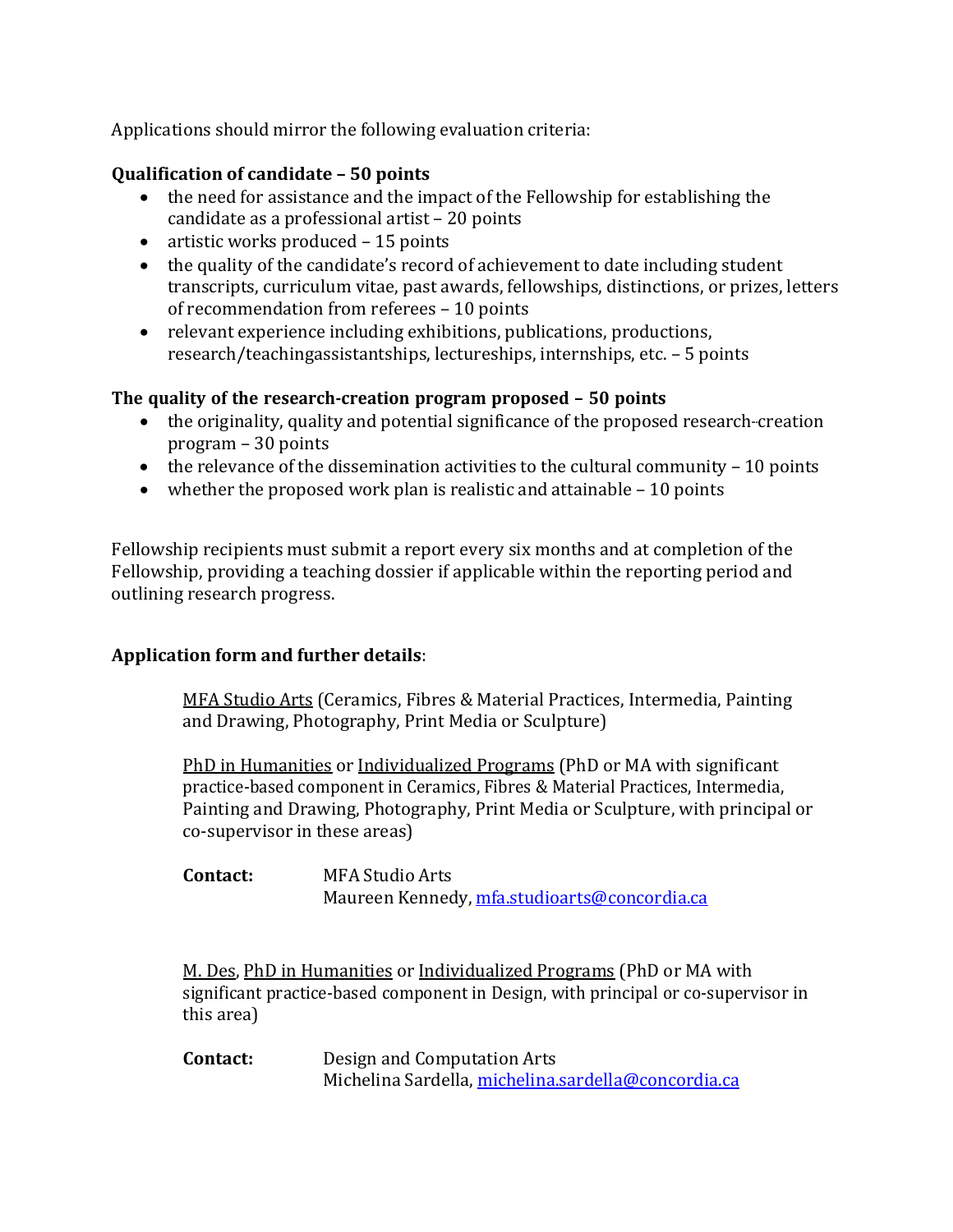Applications should mirror the following evaluation criteria:

**Qualification of candidate – 50 points**

- the need for assistance and the impact of the Fellowship for establishing the candidate as a professional artist – 20 points
- artistic works produced – 15 points
- the quality of the candidate's record of achievement to date including student transcripts, curriculum vitae, past awards, fellowships, distinctions, or prizes, letters of recommendation from referees – 10 points
- relevant experience including exhibitions, publications, productions, research/teachingassistantships, lectureships, internships, etc. – 5 points

**The quality of the research-creation program proposed – 50 points**

- the originality, quality and potential significance of the proposed research-creation program – 30 points
- the relevance of the dissemination activities to the cultural community – 10 points
- whether the proposed work plan is realistic and attainable – 10 points

Fellowship recipients must submit a report every six months and at completion of the Fellowship, providing a teaching dossier if applicable within the reporting period and outlining research progress.

**Application form and further details**:

MFA Studio Arts (Ceramics, Fibres & Material Practices, Intermedia, Painting and Drawing, Photography, Print Media or Sculpture)

PhD in Humanities or Individualized Programs (PhD or MA with significant practice-based component in Ceramics, Fibres & Material Practices, Intermedia, Painting and Drawing, Photography, Print Media or Sculpture, with principal or co-supervisor in these areas)

**Contact:** MFA Studio Arts
Maureen Kennedy, mfa.studioarts@concordia.ca

M. Des, PhD in Humanities or Individualized Programs (PhD or MA with significant practice-based component in Design, with principal or co-supervisor in this area)

**Contact:** Design and Computation Arts
Michelina Sardella, michelina.sardella@concordia.ca